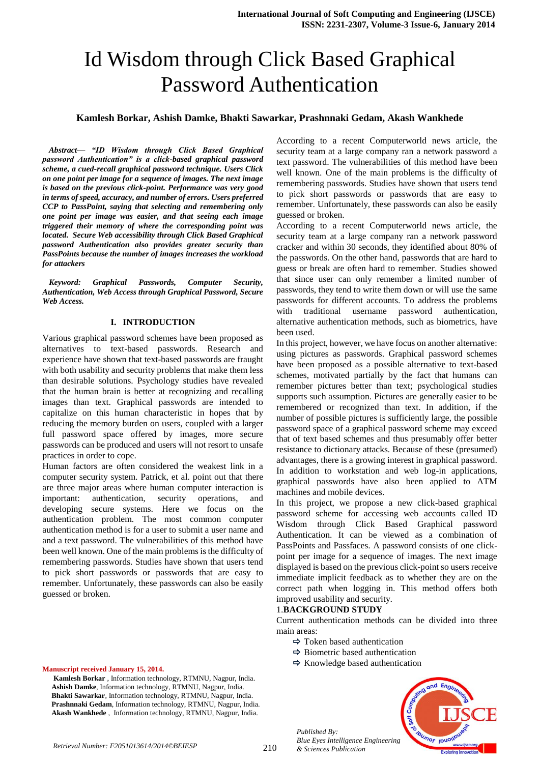# Id Wisdom through Click Based Graphical Password Authentication

**Kamlesh Borkar, Ashish Damke, Bhakti Sawarkar, Prashnnaki Gedam, Akash Wankhede**

***Abstract— "ID Wisdom through Click Based Graphical password Authentication" is a click-based graphical password scheme, a cued-recall graphical password technique. Users Click on one point per image for a sequence of images. The next image is based on the previous click-point. Performance was very good in terms of speed, accuracy, and number of errors. Users preferred CCP to PassPoint, saying that selecting and remembering only one point per image was easier, and that seeing each image triggered their memory of where the corresponding point was located. Secure Web accessibility through Click Based Graphical password Authentication also provides greater security than PassPoints because the number of images increases the workload for attackers***

***Keyword: Graphical Passwords, Computer Security, Authentication, Web Access through Graphical Password, Secure Web Access.***

## I. INTRODUCTION

Various graphical password schemes have been proposed as alternatives to text-based passwords. Research and experience have shown that text-based passwords are fraught with both usability and security problems that make them less than desirable solutions. Psychology studies have revealed that the human brain is better at recognizing and recalling images than text. Graphical passwords are intended to capitalize on this human characteristic in hopes that by reducing the memory burden on users, coupled with a larger full password space offered by images, more secure passwords can be produced and users will not resort to unsafe practices in order to cope.

Human factors are often considered the weakest link in a computer security system. Patrick, et al. point out that there are three major areas where human computer interaction is important: authentication, security operations, and developing secure systems. Here we focus on the authentication problem. The most common computer authentication method is for a user to submit a user name and and a text password. The vulnerabilities of this method have been well known. One of the main problems is the difficulty of remembering passwords. Studies have shown that users tend to pick short passwords or passwords that are easy to remember. Unfortunately, these passwords can also be easily guessed or broken.

According to a recent Computerworld news article, the security team at a large company ran a network password a text password. The vulnerabilities of this method have been well known. One of the main problems is the difficulty of remembering passwords. Studies have shown that users tend to pick short passwords or passwords that are easy to remember. Unfortunately, these passwords can also be easily guessed or broken.

According to a recent Computerworld news article, the security team at a large company ran a network password cracker and within 30 seconds, they identified about 80% of the passwords. On the other hand, passwords that are hard to guess or break are often hard to remember. Studies showed that since user can only remember a limited number of passwords, they tend to write them down or will use the same passwords for different accounts. To address the problems with traditional username password authentication, alternative authentication methods, such as biometrics, have been used.

In this project, however, we have focus on another alternative: using pictures as passwords. Graphical password schemes have been proposed as a possible alternative to text-based schemes, motivated partially by the fact that humans can remember pictures better than text; psychological studies supports such assumption. Pictures are generally easier to be remembered or recognized than text. In addition, if the number of possible pictures is sufficiently large, the possible password space of a graphical password scheme may exceed that of text based schemes and thus presumably offer better resistance to dictionary attacks. Because of these (presumed) advantages, there is a growing interest in graphical password. In addition to workstation and web log-in applications, graphical passwords have also been applied to ATM machines and mobile devices.

In this project, we propose a new click-based graphical password scheme for accessing web accounts called ID Wisdom through Click Based Graphical password Authentication. It can be viewed as a combination of PassPoints and Passfaces. A password consists of one click-point per image for a sequence of images. The next image displayed is based on the previous click-point so users receive immediate implicit feedback as to whether they are on the correct path when logging in. This method offers both improved usability and security.

1.**BACKGROUND STUDY**

Current authentication methods can be divided into three main areas:

- ⇨ Token based authentication
- ⇨ Biometric based authentication
- ⇨ Knowledge based authentication

**Manuscript received January 15, 2014.**

**Kamlesh Borkar** , Information technology, RTMNU, Nagpur, India.
**Ashish Damke**, Information technology, RTMNU, Nagpur, India.
**Bhakti Sawarkar**, Information technology, RTMNU, Nagpur, India.
**Prashnnaki Gedam**, Information technology, RTMNU, Nagpur, India.
**Akash Wankhede** , Information technology, RTMNU, Nagpur, India.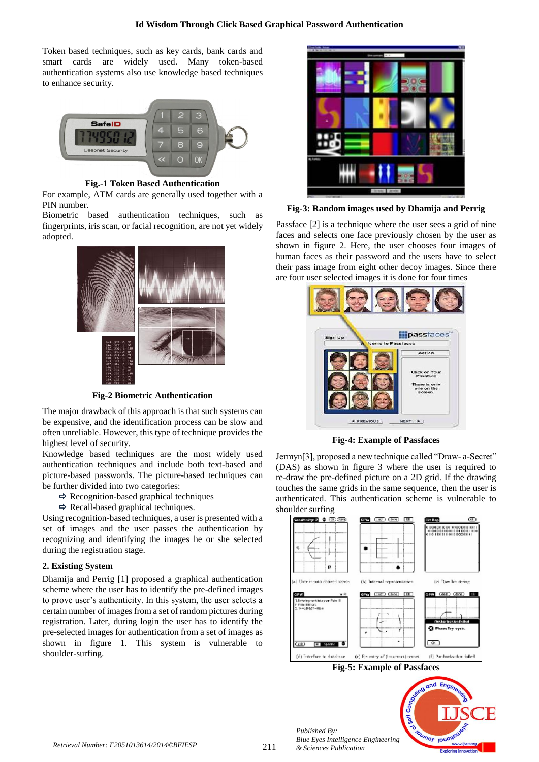Token based techniques, such as key cards, bank cards and smart cards are widely used. Many token-based authentication systems also use knowledge based techniques to enhance security.

**Fig.-1 Token Based Authentication**

For example, ATM cards are generally used together with a PIN number.

Biometric based authentication techniques, such as fingerprints, iris scan, or facial recognition, are not yet widely adopted.

**Fig-2 Biometric Authentication**

The major drawback of this approach is that such systems can be expensive, and the identification process can be slow and often unreliable. However, this type of technique provides the highest level of security.

Knowledge based techniques are the most widely used authentication techniques and include both text-based and picture-based passwords. The picture-based techniques can be further divided into two categories:

- ⇨ Recognition-based graphical techniques
- ⇨ Recall-based graphical techniques.

Using recognition-based techniques, a user is presented with a set of images and the user passes the authentication by recognizing and identifying the images he or she selected during the registration stage.

## 2. Existing System

Dhamija and Perrig [1] proposed a graphical authentication scheme where the user has to identify the pre-defined images to prove user's authenticity. In this system, the user selects a certain number of images from a set of random pictures during registration. Later, during login the user has to identify the pre-selected images for authentication from a set of images as shown in figure 1. This system is vulnerable to shoulder-surfing.

**Fig-3: Random images used by Dhamija and Perrig**

Passface [2] is a technique where the user sees a grid of nine faces and selects one face previously chosen by the user as shown in figure 2. Here, the user chooses four images of human faces as their password and the users have to select their pass image from eight other decoy images. Since there are four user selected images it is done for four times

**Fig-4: Example of Passfaces**

Jermyn[3], proposed a new technique called "Draw- a-Secret" (DAS) as shown in figure 3 where the user is required to re-draw the pre-defined picture on a 2D grid. If the drawing touches the same grids in the same sequence, then the user is authenticated. This authentication scheme is vulnerable to shoulder surfing

**Fig-5: Example of Passfaces**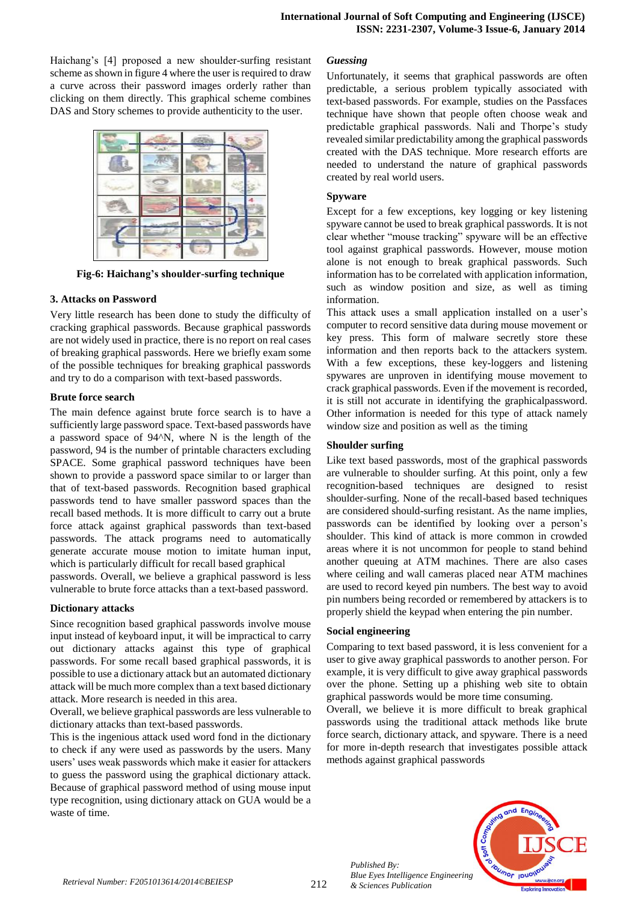Haichang's [4] proposed a new shoulder-surfing resistant scheme as shown in figure 4 where the user is required to draw a curve across their password images orderly rather than clicking on them directly. This graphical scheme combines DAS and Story schemes to provide authenticity to the user.

**Fig-6: Haichang's shoulder-surfing technique**

### 3. Attacks on Password

Very little research has been done to study the difficulty of cracking graphical passwords. Because graphical passwords are not widely used in practice, there is no report on real cases of breaking graphical passwords. Here we briefly exam some of the possible techniques for breaking graphical passwords and try to do a comparison with text-based passwords.

#### Brute force search

The main defence against brute force search is to have a sufficiently large password space. Text-based passwords have a password space of 94^N, where N is the length of the password, 94 is the number of printable characters excluding SPACE. Some graphical password techniques have been shown to provide a password space similar to or larger than that of text-based passwords. Recognition based graphical passwords tend to have smaller password spaces than the recall based methods. It is more difficult to carry out a brute force attack against graphical passwords than text-based passwords. The attack programs need to automatically generate accurate mouse motion to imitate human input, which is particularly difficult for recall based graphical passwords. Overall, we believe a graphical password is less vulnerable to brute force attacks than a text-based password.

#### Dictionary attacks

Since recognition based graphical passwords involve mouse input instead of keyboard input, it will be impractical to carry out dictionary attacks against this type of graphical passwords. For some recall based graphical passwords, it is possible to use a dictionary attack but an automated dictionary attack will be much more complex than a text based dictionary attack. More research is needed in this area.

Overall, we believe graphical passwords are less vulnerable to dictionary attacks than text-based passwords.

This is the ingenious attack used word fond in the dictionary to check if any were used as passwords by the users. Many users' uses weak passwords which make it easier for attackers to guess the password using the graphical dictionary attack. Because of graphical password method of using mouse input type recognition, using dictionary attack on GUA would be a waste of time.

#### *Guessing*

Unfortunately, it seems that graphical passwords are often predictable, a serious problem typically associated with text-based passwords. For example, studies on the Passfaces technique have shown that people often choose weak and predictable graphical passwords. Nali and Thorpe's study revealed similar predictability among the graphical passwords created with the DAS technique. More research efforts are needed to understand the nature of graphical passwords created by real world users.

#### Spyware

Except for a few exceptions, key logging or key listening spyware cannot be used to break graphical passwords. It is not clear whether "mouse tracking" spyware will be an effective tool against graphical passwords. However, mouse motion alone is not enough to break graphical passwords. Such information has to be correlated with application information, such as window position and size, as well as timing information.

This attack uses a small application installed on a user's computer to record sensitive data during mouse movement or key press. This form of malware secretly store these information and then reports back to the attackers system. With a few exceptions, these key-loggers and listening spywares are unproven in identifying mouse movement to crack graphical passwords. Even if the movement is recorded, it is still not accurate in identifying the graphicalpassword. Other information is needed for this type of attack namely window size and position as well as the timing

#### Shoulder surfing

Like text based passwords, most of the graphical passwords are vulnerable to shoulder surfing. At this point, only a few recognition-based techniques are designed to resist shoulder-surfing. None of the recall-based based techniques are considered should-surfing resistant. As the name implies, passwords can be identified by looking over a person's shoulder. This kind of attack is more common in crowded areas where it is not uncommon for people to stand behind another queuing at ATM machines. There are also cases where ceiling and wall cameras placed near ATM machines are used to record keyed pin numbers. The best way to avoid pin numbers being recorded or remembered by attackers is to properly shield the keypad when entering the pin number.

#### Social engineering

Comparing to text based password, it is less convenient for a user to give away graphical passwords to another person. For example, it is very difficult to give away graphical passwords over the phone. Setting up a phishing web site to obtain graphical passwords would be more time consuming.

Overall, we believe it is more difficult to break graphical passwords using the traditional attack methods like brute force search, dictionary attack, and spyware. There is a need for more in-depth research that investigates possible attack methods against graphical passwords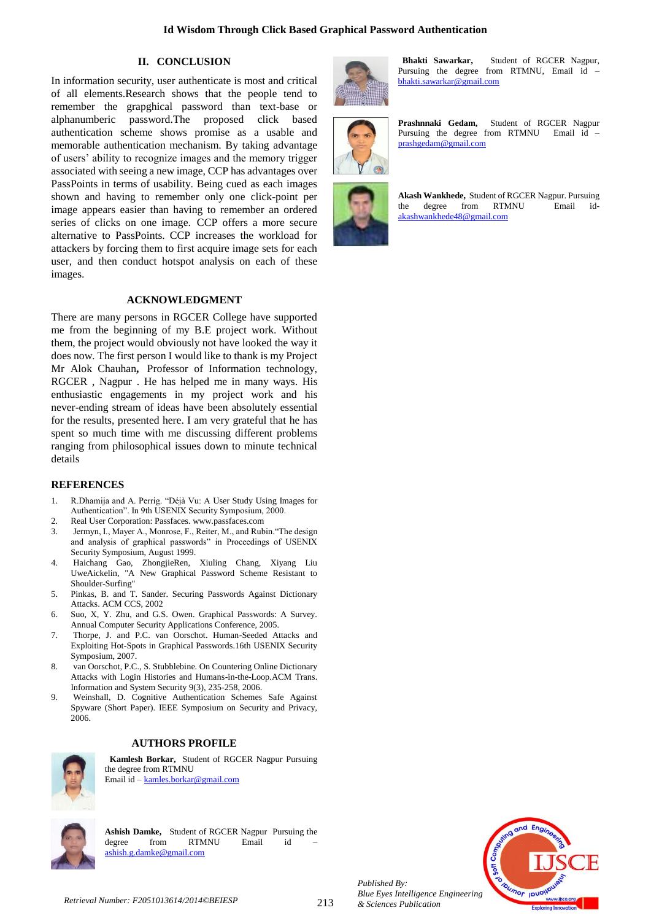## II. CONCLUSION

In information security, user authenticate is most and critical of all elements.Research shows that the people tend to remember the grapghical password than text-base or alphanumberic password.The proposed click based authentication scheme shows promise as a usable and memorable authentication mechanism. By taking advantage of users' ability to recognize images and the memory trigger associated with seeing a new image, CCP has advantages over PassPoints in terms of usability. Being cued as each images shown and having to remember only one click-point per image appears easier than having to remember an ordered series of clicks on one image. CCP offers a more secure alternative to PassPoints. CCP increases the workload for attackers by forcing them to first acquire image sets for each user, and then conduct hotspot analysis on each of these images.

## ACKNOWLEDGMENT

There are many persons in RGCER College have supported me from the beginning of my B.E project work. Without them, the project would obviously not have looked the way it does now. The first person I would like to thank is my Project Mr Alok Chauhan**,** Professor of Information technology, RGCER , Nagpur . He has helped me in many ways. His enthusiastic engagements in my project work and his never-ending stream of ideas have been absolutely essential for the results, presented here. I am very grateful that he has spent so much time with me discussing different problems ranging from philosophical issues down to minute technical details

## REFERENCES

1. R.Dhamija and A. Perrig. "Déjà Vu: A User Study Using Images for Authentication". In 9th USENIX Security Symposium, 2000.
2. Real User Corporation: Passfaces. www.passfaces.com
3. Jermyn, I., Mayer A., Monrose, F., Reiter, M., and Rubin."The design and analysis of graphical passwords" in Proceedings of USENIX Security Symposium, August 1999.
4. Haichang Gao, ZhongjieRen, Xiuling Chang, Xiyang Liu UweAickelin, "A New Graphical Password Scheme Resistant to Shoulder-Surfing"
5. Pinkas, B. and T. Sander. Securing Passwords Against Dictionary Attacks. ACM CCS, 2002
6. Suo, X, Y. Zhu, and G.S. Owen. Graphical Passwords: A Survey. Annual Computer Security Applications Conference, 2005.
7. Thorpe, J. and P.C. van Oorschot. Human-Seeded Attacks and Exploiting Hot-Spots in Graphical Passwords.16th USENIX Security Symposium, 2007.
8. van Oorschot, P.C., S. Stubblebine. On Countering Online Dictionary Attacks with Login Histories and Humans-in-the-Loop.ACM Trans. Information and System Security 9(3), 235-258, 2006.
9. Weinshall, D. Cognitive Authentication Schemes Safe Against Spyware (Short Paper). IEEE Symposium on Security and Privacy, 2006.

## AUTHORS PROFILE

**Kamlesh Borkar,** Student of RGCER Nagpur Pursuing the degree from RTMNU
Email id – kamles.borkar@gmail.com

**Ashish Damke,** Student of RGCER Nagpur Pursuing the degree from RTMNU Email id – ashish.g.damke@gmail.com

**Bhakti Sawarkar,** Student of RGCER Nagpur, Pursuing the degree from RTMNU, Email id – bhakti.sawarkar@gmail.com

**Prashnnaki Gedam,** Student of RGCER Nagpur Pursuing the degree from RTMNU Email id – prashgedam@gmail.com

**Akash Wankhede,** Student of RGCER Nagpur. Pursuing the degree from RTMNU Email id- akashwankhede48@gmail.com